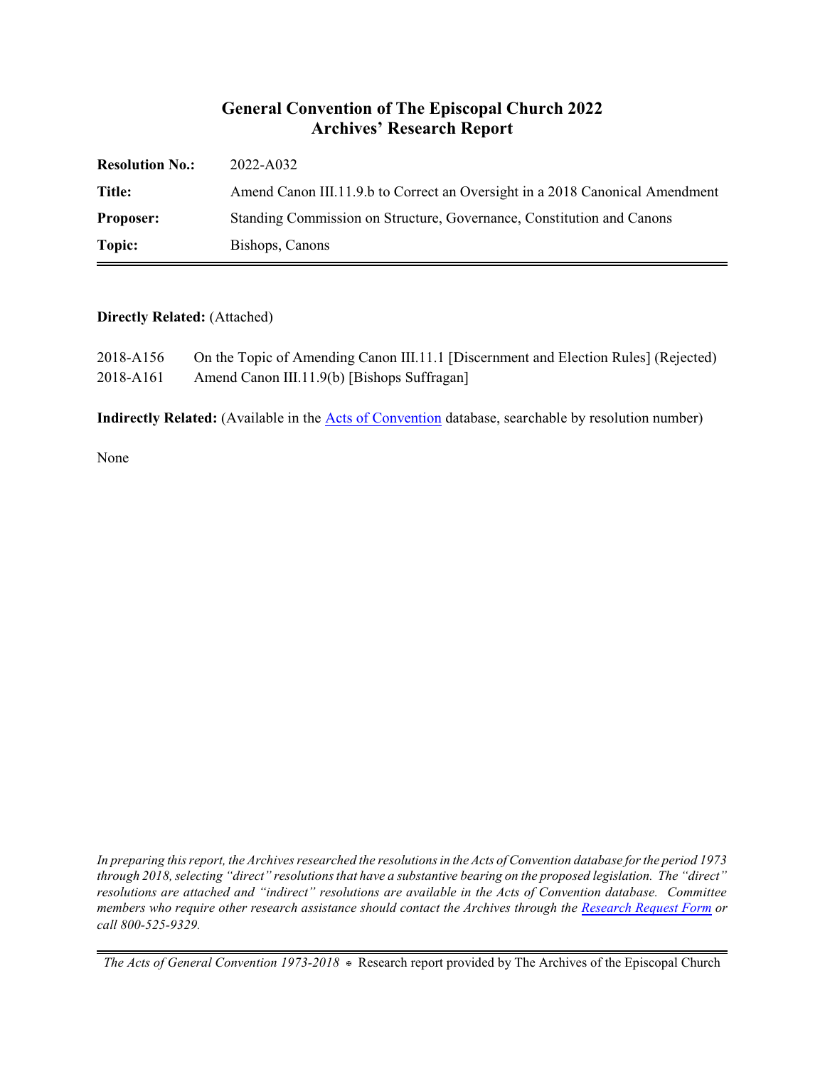# General Convention of The Episcopal Church 2022
## Archives' Research Report

| | |
|---|---|
| **Resolution No.:** | 2022-A032 |
| **Title:** | Amend Canon III.11.9.b to Correct an Oversight in a 2018 Canonical Amendment |
| **Proposer:** | Standing Commission on Structure, Governance, Constitution and Canons |
| **Topic:** | Bishops, Canons |

**Directly Related:** (Attached)

2018-A156 On the Topic of Amending Canon III.11.1 [Discernment and Election Rules] (Rejected)
2018-A161 Amend Canon III.11.9(b) [Bishops Suffragan]

**Indirectly Related:** (Available in the Acts of Convention database, searchable by resolution number)

None

*In preparing this report, the Archives researched the resolutions in the Acts of Convention database for the period 1973 through 2018, selecting "direct" resolutions that have a substantive bearing on the proposed legislation. The "direct" resolutions are attached and "indirect" resolutions are available in the Acts of Convention database. Committee members who require other research assistance should contact the Archives through the Research Request Form or call 800-525-9329.*

*The Acts of General Convention 1973-2018* ⊕ Research report provided by The Archives of the Episcopal Church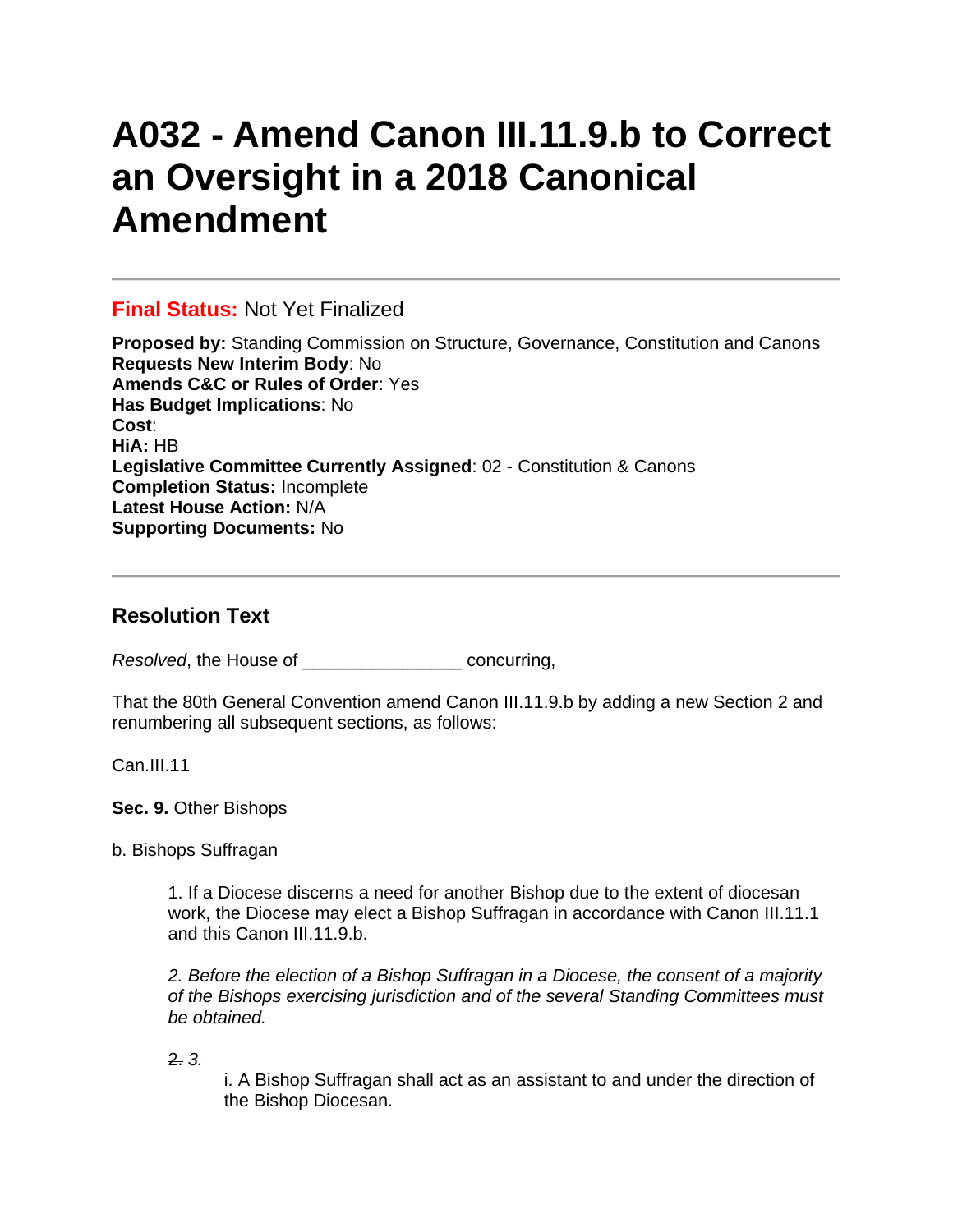# A032 - Amend Canon III.11.9.b to Correct an Oversight in a 2018 Canonical Amendment

---

**Final Status:** Not Yet Finalized

**Proposed by:** Standing Commission on Structure, Governance, Constitution and Canons
**Requests New Interim Body**: No
**Amends C&C or Rules of Order**: Yes
**Has Budget Implications**: No
**Cost**:
**HiA:** HB
**Legislative Committee Currently Assigned**: 02 - Constitution & Canons
**Completion Status:** Incomplete
**Latest House Action:** N/A
**Supporting Documents:** No

---

## Resolution Text

*Resolved*, the House of _______________ concurring,

That the 80th General Convention amend Canon III.11.9.b by adding a new Section 2 and renumbering all subsequent sections, as follows:

Can.III.11

**Sec. 9.** Other Bishops

b. Bishops Suffragan

> 1. If a Diocese discerns a need for another Bishop due to the extent of diocesan work, the Diocese may elect a Bishop Suffragan in accordance with Canon III.11.1 and this Canon III.11.9.b.
>
> *2. Before the election of a Bishop Suffragan in a Diocese, the consent of a majority of the Bishops exercising jurisdiction and of the several Standing Committees must be obtained.*
>
> ~~2.~~ *3.*
>
> > i. A Bishop Suffragan shall act as an assistant to and under the direction of the Bishop Diocesan.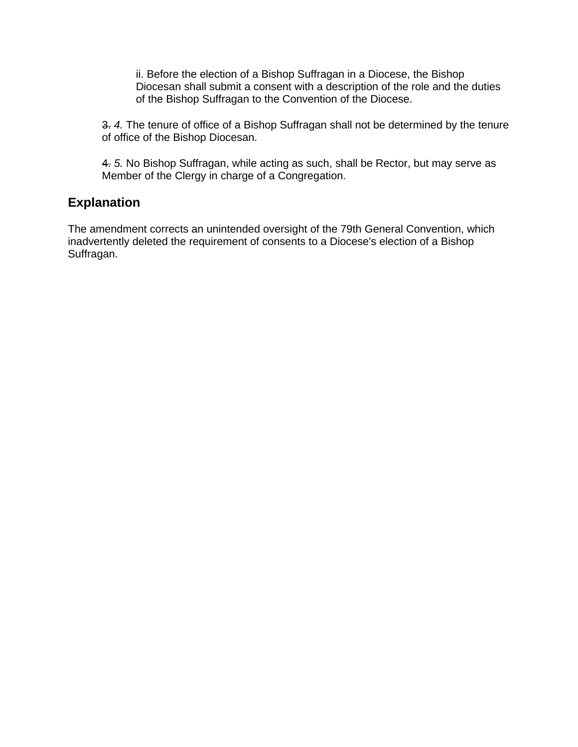ii. Before the election of a Bishop Suffragan in a Diocese, the Bishop Diocesan shall submit a consent with a description of the role and the duties of the Bishop Suffragan to the Convention of the Diocese.

~~3.~~ *4.* The tenure of office of a Bishop Suffragan shall not be determined by the tenure of office of the Bishop Diocesan.

~~4.~~ *5.* No Bishop Suffragan, while acting as such, shall be Rector, but may serve as Member of the Clergy in charge of a Congregation.

## Explanation

The amendment corrects an unintended oversight of the 79th General Convention, which inadvertently deleted the requirement of consents to a Diocese's election of a Bishop Suffragan.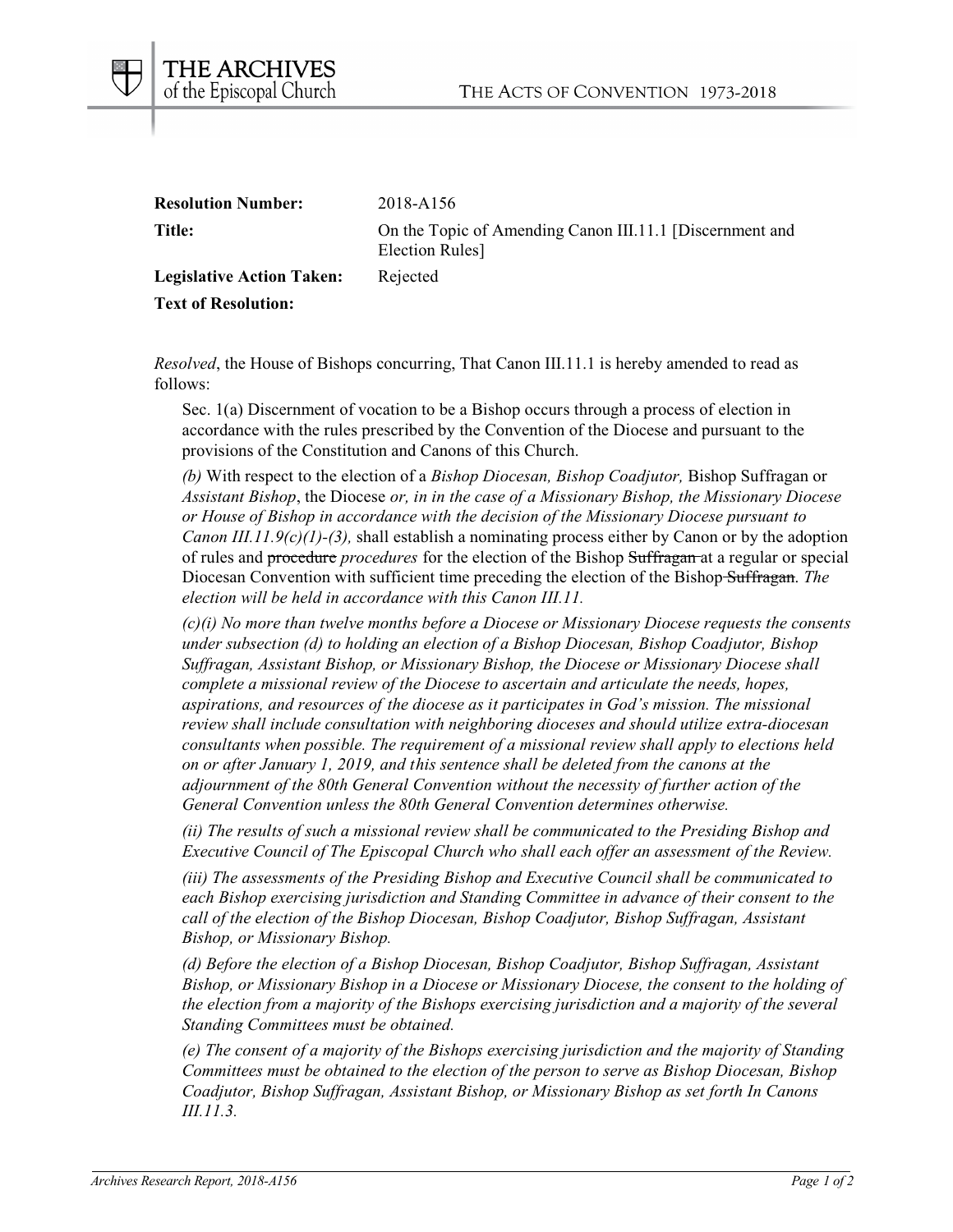| | |
|---|---|
| **Resolution Number:** | 2018-A156 |
| **Title:** | On the Topic of Amending Canon III.11.1 [Discernment and Election Rules] |
| **Legislative Action Taken:** | Rejected |
| **Text of Resolution:** | |

*Resolved*, the House of Bishops concurring, That Canon III.11.1 is hereby amended to read as follows:

> Sec. 1(a) Discernment of vocation to be a Bishop occurs through a process of election in accordance with the rules prescribed by the Convention of the Diocese and pursuant to the provisions of the Constitution and Canons of this Church.
>
> *(b)* With respect to the election of a *Bishop Diocesan, Bishop Coadjutor,* Bishop Suffragan or *Assistant Bishop*, the Diocese *or, in in the case of a Missionary Bishop, the Missionary Diocese or House of Bishop in accordance with the decision of the Missionary Diocese pursuant to Canon III.11.9(c)(1)-(3),* shall establish a nominating process either by Canon or by the adoption of rules and ~~procedure~~ *procedures* for the election of the Bishop ~~Suffragan~~ at a regular or special Diocesan Convention with sufficient time preceding the election of the Bishop ~~Suffragan~~. *The election will be held in accordance with this Canon III.11.*
>
> *(c)(i) No more than twelve months before a Diocese or Missionary Diocese requests the consents under subsection (d) to holding an election of a Bishop Diocesan, Bishop Coadjutor, Bishop Suffragan, Assistant Bishop, or Missionary Bishop, the Diocese or Missionary Diocese shall complete a missional review of the Diocese to ascertain and articulate the needs, hopes, aspirations, and resources of the diocese as it participates in God's mission. The missional review shall include consultation with neighboring dioceses and should utilize extra-diocesan consultants when possible. The requirement of a missional review shall apply to elections held on or after January 1, 2019, and this sentence shall be deleted from the canons at the adjournment of the 80th General Convention without the necessity of further action of the General Convention unless the 80th General Convention determines otherwise.*
>
> *(ii) The results of such a missional review shall be communicated to the Presiding Bishop and Executive Council of The Episcopal Church who shall each offer an assessment of the Review.*
>
> *(iii) The assessments of the Presiding Bishop and Executive Council shall be communicated to each Bishop exercising jurisdiction and Standing Committee in advance of their consent to the call of the election of the Bishop Diocesan, Bishop Coadjutor, Bishop Suffragan, Assistant Bishop, or Missionary Bishop.*
>
> *(d) Before the election of a Bishop Diocesan, Bishop Coadjutor, Bishop Suffragan, Assistant Bishop, or Missionary Bishop in a Diocese or Missionary Diocese, the consent to the holding of the election from a majority of the Bishops exercising jurisdiction and a majority of the several Standing Committees must be obtained.*
>
> *(e) The consent of a majority of the Bishops exercising jurisdiction and the majority of Standing Committees must be obtained to the election of the person to serve as Bishop Diocesan, Bishop Coadjutor, Bishop Suffragan, Assistant Bishop, or Missionary Bishop as set forth In Canons III.11.3.*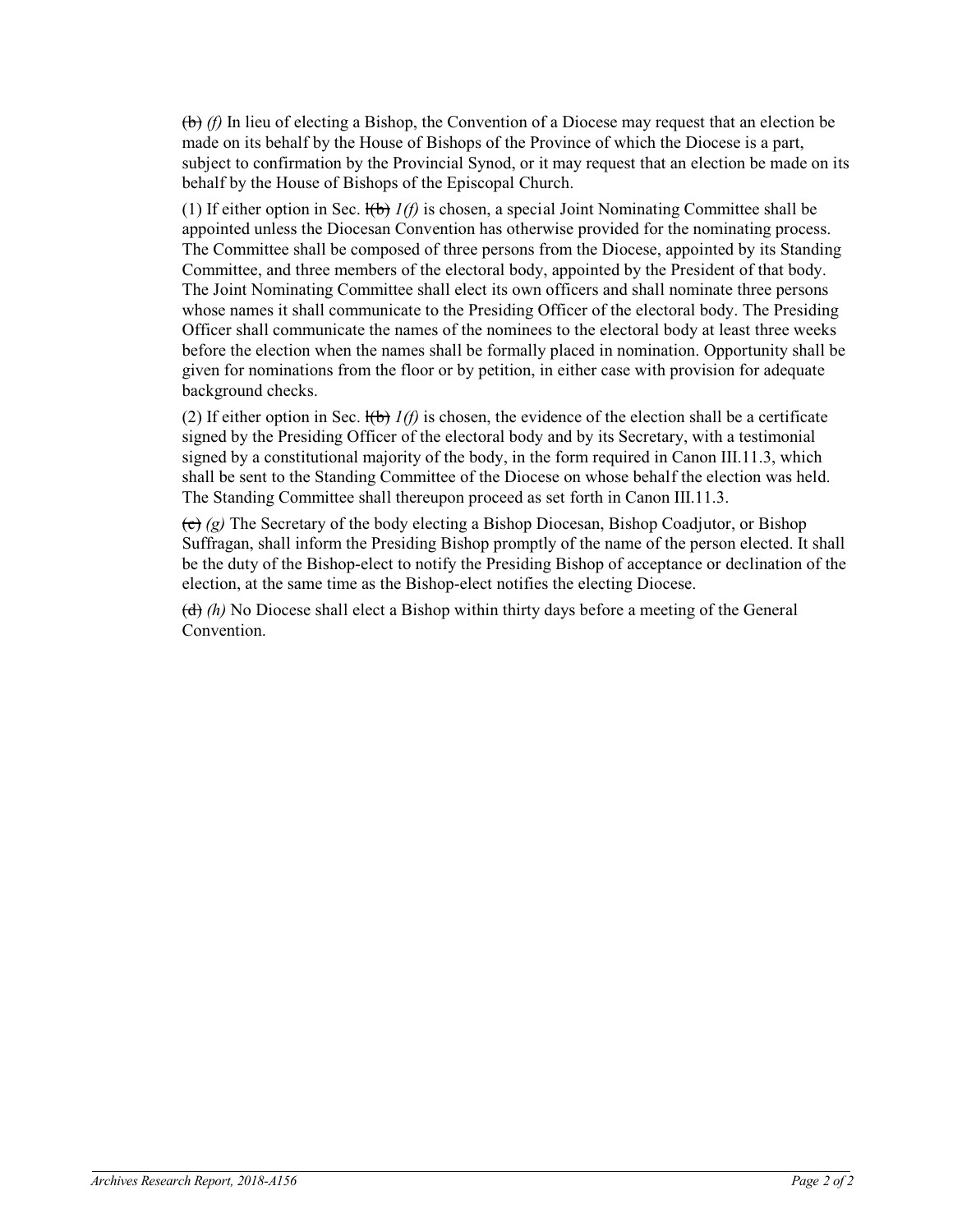~~(b)~~ *(f)* In lieu of electing a Bishop, the Convention of a Diocese may request that an election be made on its behalf by the House of Bishops of the Province of which the Diocese is a part, subject to confirmation by the Provincial Synod, or it may request that an election be made on its behalf by the House of Bishops of the Episcopal Church.

(1) If either option in Sec. ~~1(b)~~ *1(f)* is chosen, a special Joint Nominating Committee shall be appointed unless the Diocesan Convention has otherwise provided for the nominating process. The Committee shall be composed of three persons from the Diocese, appointed by its Standing Committee, and three members of the electoral body, appointed by the President of that body. The Joint Nominating Committee shall elect its own officers and shall nominate three persons whose names it shall communicate to the Presiding Officer of the electoral body. The Presiding Officer shall communicate the names of the nominees to the electoral body at least three weeks before the election when the names shall be formally placed in nomination. Opportunity shall be given for nominations from the floor or by petition, in either case with provision for adequate background checks.

(2) If either option in Sec. ~~1(b)~~ *1(f)* is chosen, the evidence of the election shall be a certificate signed by the Presiding Officer of the electoral body and by its Secretary, with a testimonial signed by a constitutional majority of the body, in the form required in Canon III.11.3, which shall be sent to the Standing Committee of the Diocese on whose behalf the election was held. The Standing Committee shall thereupon proceed as set forth in Canon III.11.3.

~~(c)~~ *(g)* The Secretary of the body electing a Bishop Diocesan, Bishop Coadjutor, or Bishop Suffragan, shall inform the Presiding Bishop promptly of the name of the person elected. It shall be the duty of the Bishop-elect to notify the Presiding Bishop of acceptance or declination of the election, at the same time as the Bishop-elect notifies the electing Diocese.

~~(d)~~ *(h)* No Diocese shall elect a Bishop within thirty days before a meeting of the General Convention.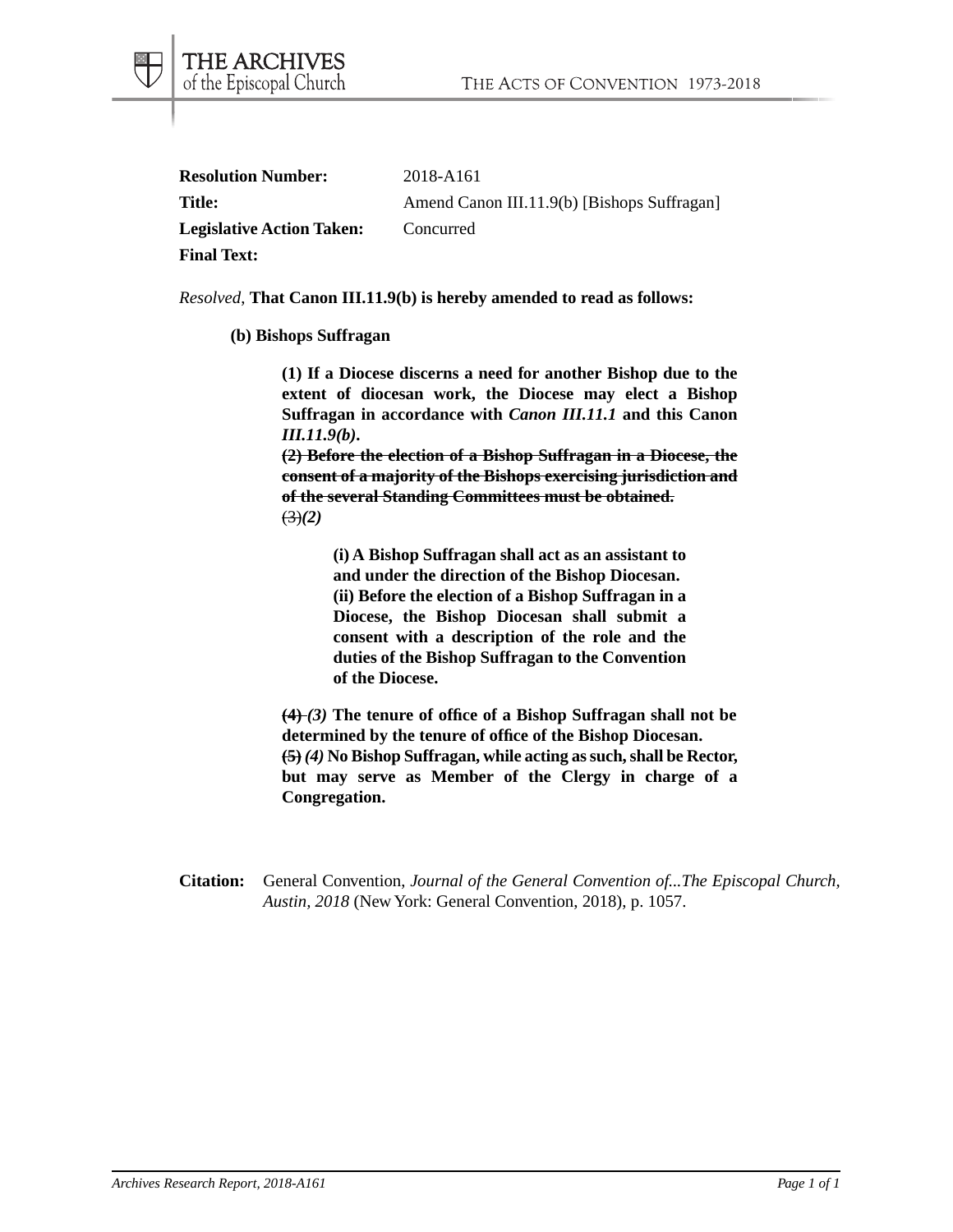**Resolution Number:** 2018-A161

**Title:** Amend Canon III.11.9(b) [Bishops Suffragan]

**Legislative Action Taken:** Concurred

**Final Text:**

*Resolved,* **That Canon III.11.9(b) is hereby amended to read as follows:**

**(b) Bishops Suffragan**

**(1) If a Diocese discerns a need for another Bishop due to the extent of diocesan work, the Diocese may elect a Bishop Suffragan in accordance with *Canon III.11.1* and this Canon *III.11.9(b)*.**
~~**(2) Before the election of a Bishop Suffragan in a Diocese, the consent of a majority of the Bishops exercising jurisdiction and of the several Standing Committees must be obtained.**~~
~~(3)~~***(2)***

**(i) A Bishop Suffragan shall act as an assistant to and under the direction of the Bishop Diocesan.**
**(ii) Before the election of a Bishop Suffragan in a Diocese, the Bishop Diocesan shall submit a consent with a description of the role and the duties of the Bishop Suffragan to the Convention of the Diocese.**

~~**(4)**~~ ***(3)*** **The tenure of office of a Bishop Suffragan shall not be determined by the tenure of office of the Bishop Diocesan.**
~~**(5)**~~ ***(4)*** **No Bishop Suffragan, while acting as such, shall be Rector, but may serve as Member of the Clergy in charge of a Congregation.**

**Citation:** General Convention, *Journal of the General Convention of...The Episcopal Church, Austin, 2018* (New York: General Convention, 2018), p. 1057.